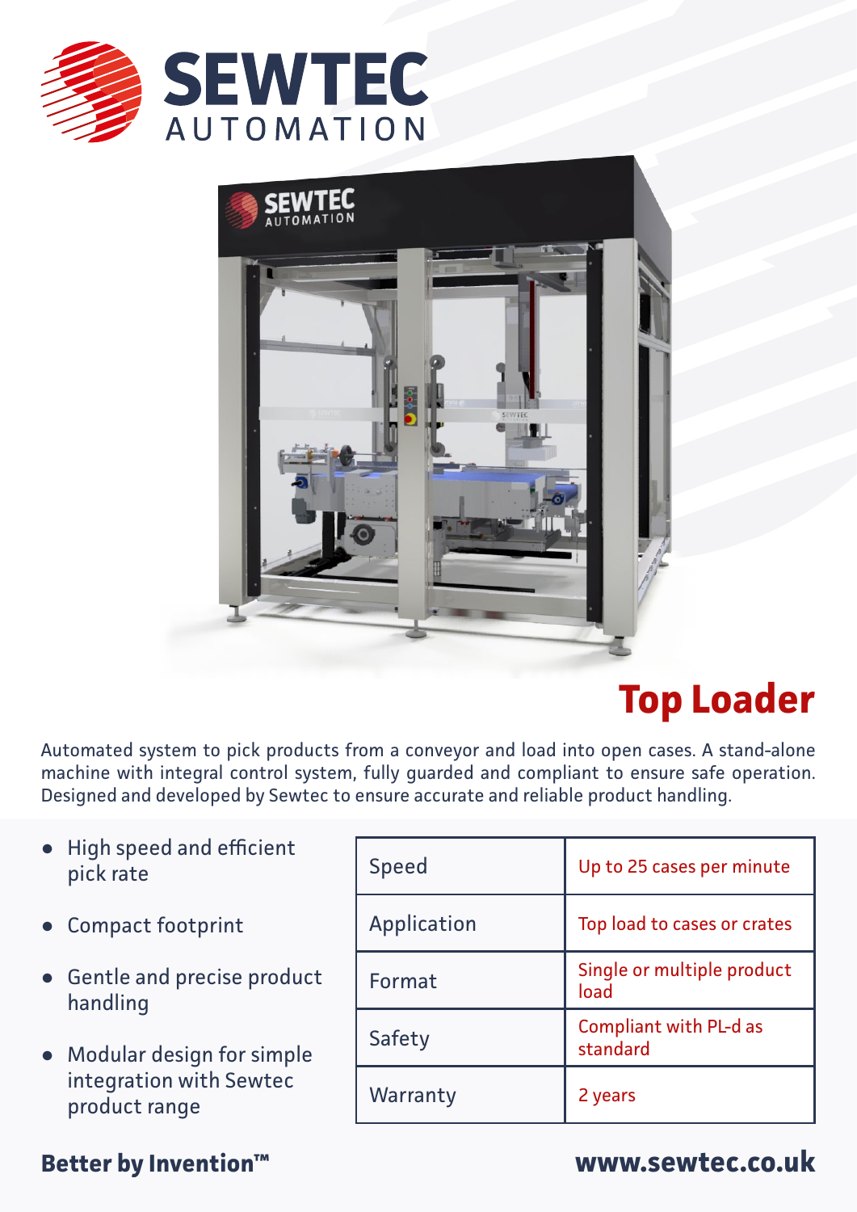SEWTEC AUTOMATION

# Top Loader

Automated system to pick products from a conveyor and load into open cases. A stand-alone machine with integral control system, fully guarded and compliant to ensure safe operation. Designed and developed by Sewtec to ensure accurate and reliable product handling.

- High speed and efficient pick rate
- Compact footprint
- Gentle and precise product handling
- Modular design for simple integration with Sewtec product range

| | |
|---|---|
| Speed | Up to 25 cases per minute |
| Application | Top load to cases or crates |
| Format | Single or multiple product load |
| Safety | Compliant with PL-d as standard |
| Warranty | 2 years |

**Better by Invention™**

**www.sewtec.co.uk**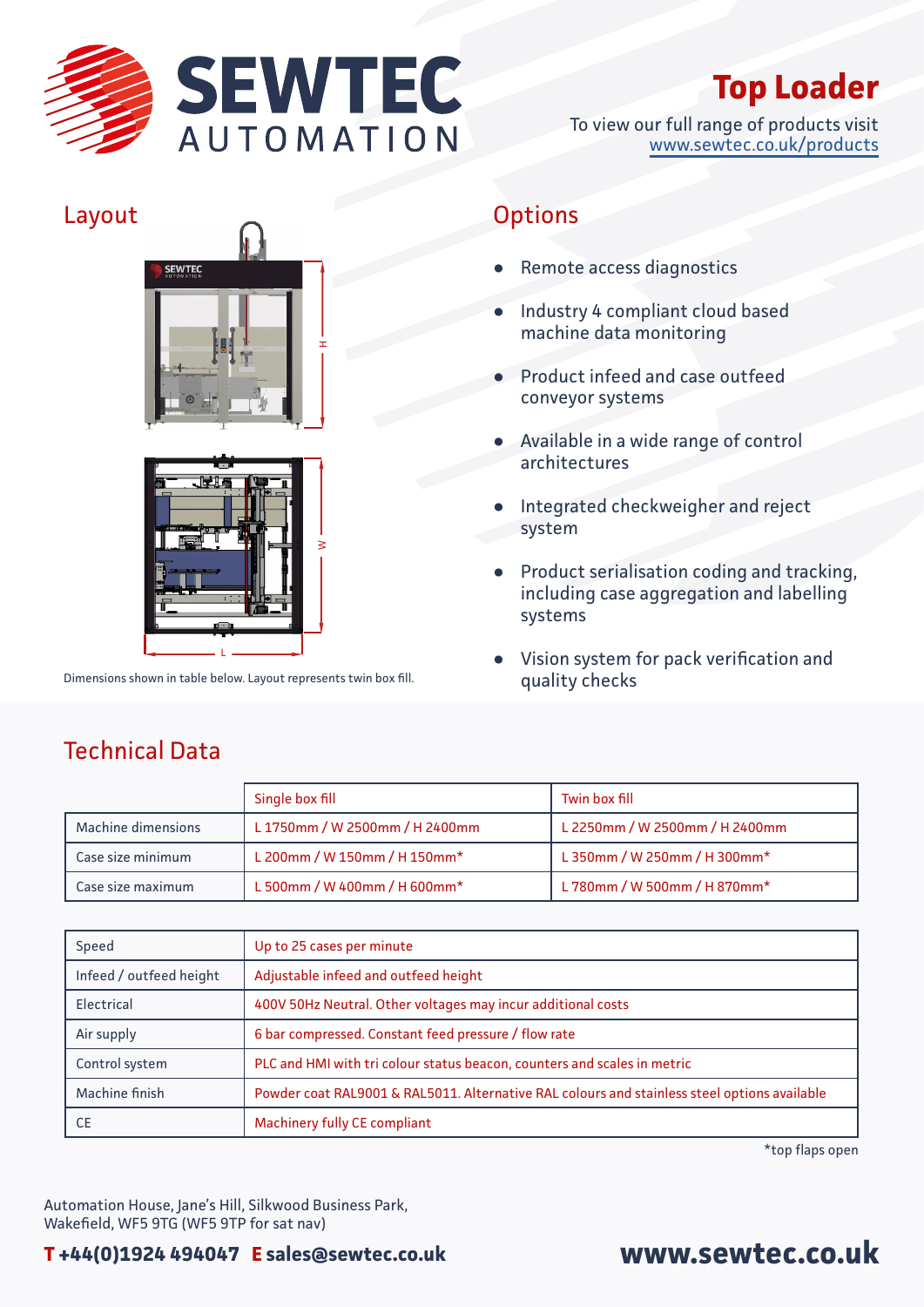# Top Loader

To view our full range of products visit www.sewtec.co.uk/products

## Layout

H

W

L

Dimensions shown in table below. Layout represents twin box fill.

## Options

- Remote access diagnostics
- Industry 4 compliant cloud based machine data monitoring
- Product infeed and case outfeed conveyor systems
- Available in a wide range of control architectures
- Integrated checkweigher and reject system
- Product serialisation coding and tracking, including case aggregation and labelling systems
- Vision system for pack verification and quality checks

## Technical Data

| | Single box fill | Twin box fill |
|---|---|---|
| Machine dimensions | L 1750mm / W 2500mm / H 2400mm | L 2250mm / W 2500mm / H 2400mm |
| Case size minimum | L 200mm / W 150mm / H 150mm* | L 350mm / W 250mm / H 300mm* |
| Case size maximum | L 500mm / W 400mm / H 600mm* | L 780mm / W 500mm / H 870mm* |

| | |
|---|---|
| Speed | Up to 25 cases per minute |
| Infeed / outfeed height | Adjustable infeed and outfeed height |
| Electrical | 400V 50Hz Neutral. Other voltages may incur additional costs |
| Air supply | 6 bar compressed. Constant feed pressure / flow rate |
| Control system | PLC and HMI with tri colour status beacon, counters and scales in metric |
| Machine finish | Powder coat RAL9001 & RAL5011. Alternative RAL colours and stainless steel options available |
| CE | Machinery fully CE compliant |

*top flaps open

Automation House, Jane's Hill, Silkwood Business Park,
Wakefield, WF5 9TG (WF5 9TP for sat nav)

**T +44(0)1924 494047 E sales@sewtec.co.uk**

**www.sewtec.co.uk**